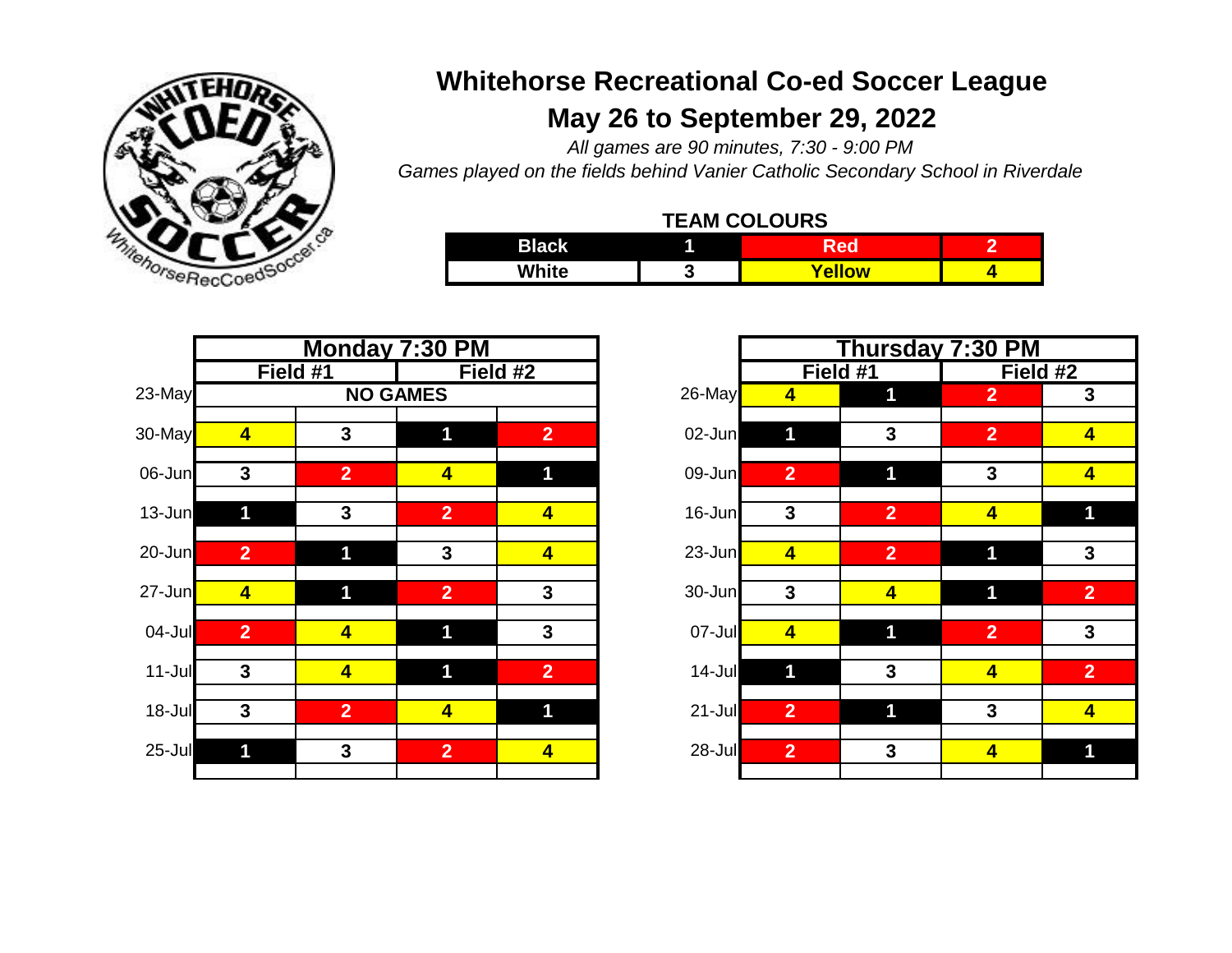# Whitehorse Recreational Co-ed Soccer League

## May 26 to September 29, 2022

*All games are 90 minutes, 7:30 - 9:00 PM*

*Games played on the fields behind Vanier Catholic Secondary School in Riverdale*

**TEAM COLOURS**

| Colour | Team | Colour | Team |
|---|---|---|---|
| Black | 1 | Red | 2 |
| White | 3 | Yellow | 4 |

### Monday 7:30 PM

| Date | Field #1 | | Field #2 | |
|---|---|---|---|---|
| 23-May | NO GAMES | | | |
| 30-May | 4 | 3 | 1 | 2 |
| 06-Jun | 3 | 2 | 4 | 1 |
| 13-Jun | 1 | 3 | 2 | 4 |
| 20-Jun | 2 | 1 | 3 | 4 |
| 27-Jun | 4 | 1 | 2 | 3 |
| 04-Jul | 2 | 4 | 1 | 3 |
| 11-Jul | 3 | 4 | 1 | 2 |
| 18-Jul | 3 | 2 | 4 | 1 |
| 25-Jul | 1 | 3 | 2 | 4 |

### Thursday 7:30 PM

| Date | Field #1 | | Field #2 | |
|---|---|---|---|---|
| 26-May | 4 | 1 | 2 | 3 |
| 02-Jun | 1 | 3 | 2 | 4 |
| 09-Jun | 2 | 1 | 3 | 4 |
| 16-Jun | 3 | 2 | 4 | 1 |
| 23-Jun | 4 | 2 | 1 | 3 |
| 30-Jun | 3 | 4 | 1 | 2 |
| 07-Jul | 4 | 1 | 2 | 3 |
| 14-Jul | 1 | 3 | 4 | 2 |
| 21-Jul | 2 | 1 | 3 | 4 |
| 28-Jul | 2 | 3 | 4 | 1 |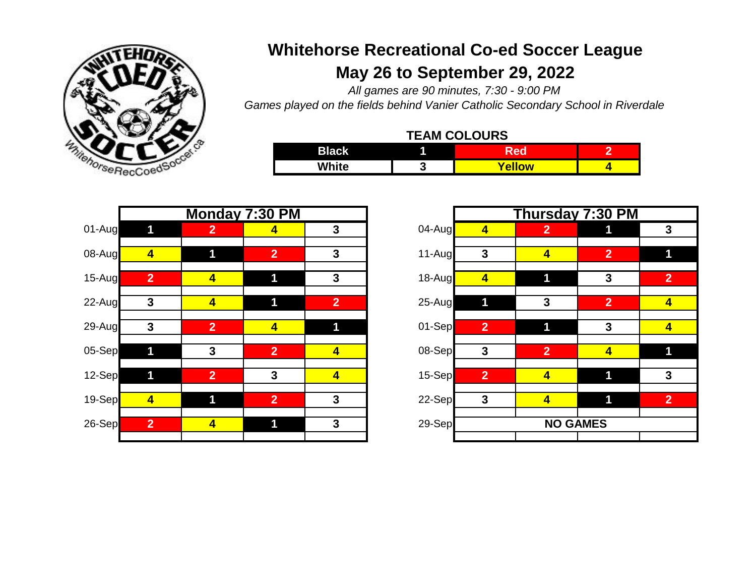# Whitehorse Recreational Co-ed Soccer League

## May 26 to September 29, 2022

*All games are 90 minutes, 7:30 - 9:00 PM*

*Games played on the fields behind Vanier Catholic Secondary School in Riverdale*

**TEAM COLOURS**

| | | | |
|---|---|---|---|
| Black | 1 | Red | 2 |
| White | 3 | Yellow | 4 |

**Monday 7:30 PM**

| | | | | |
|---|---|---|---|---|
| 01-Aug | 1 | 2 | 4 | 3 |
| 08-Aug | 4 | 1 | 2 | 3 |
| 15-Aug | 2 | 4 | 1 | 3 |
| 22-Aug | 3 | 4 | 1 | 2 |
| 29-Aug | 3 | 2 | 4 | 1 |
| 05-Sep | 1 | 3 | 2 | 4 |
| 12-Sep | 1 | 2 | 3 | 4 |
| 19-Sep | 4 | 1 | 2 | 3 |
| 26-Sep | 2 | 4 | 1 | 3 |

**Thursday 7:30 PM**

| | | | | |
|---|---|---|---|---|
| 04-Aug | 4 | 2 | 1 | 3 |
| 11-Aug | 3 | 4 | 2 | 1 |
| 18-Aug | 4 | 1 | 3 | 2 |
| 25-Aug | 1 | 3 | 2 | 4 |
| 01-Sep | 2 | 1 | 3 | 4 |
| 08-Sep | 3 | 2 | 4 | 1 |
| 15-Sep | 2 | 4 | 1 | 3 |
| 22-Sep | 3 | 4 | 1 | 2 |
| 29-Sep | NO GAMES | | | |